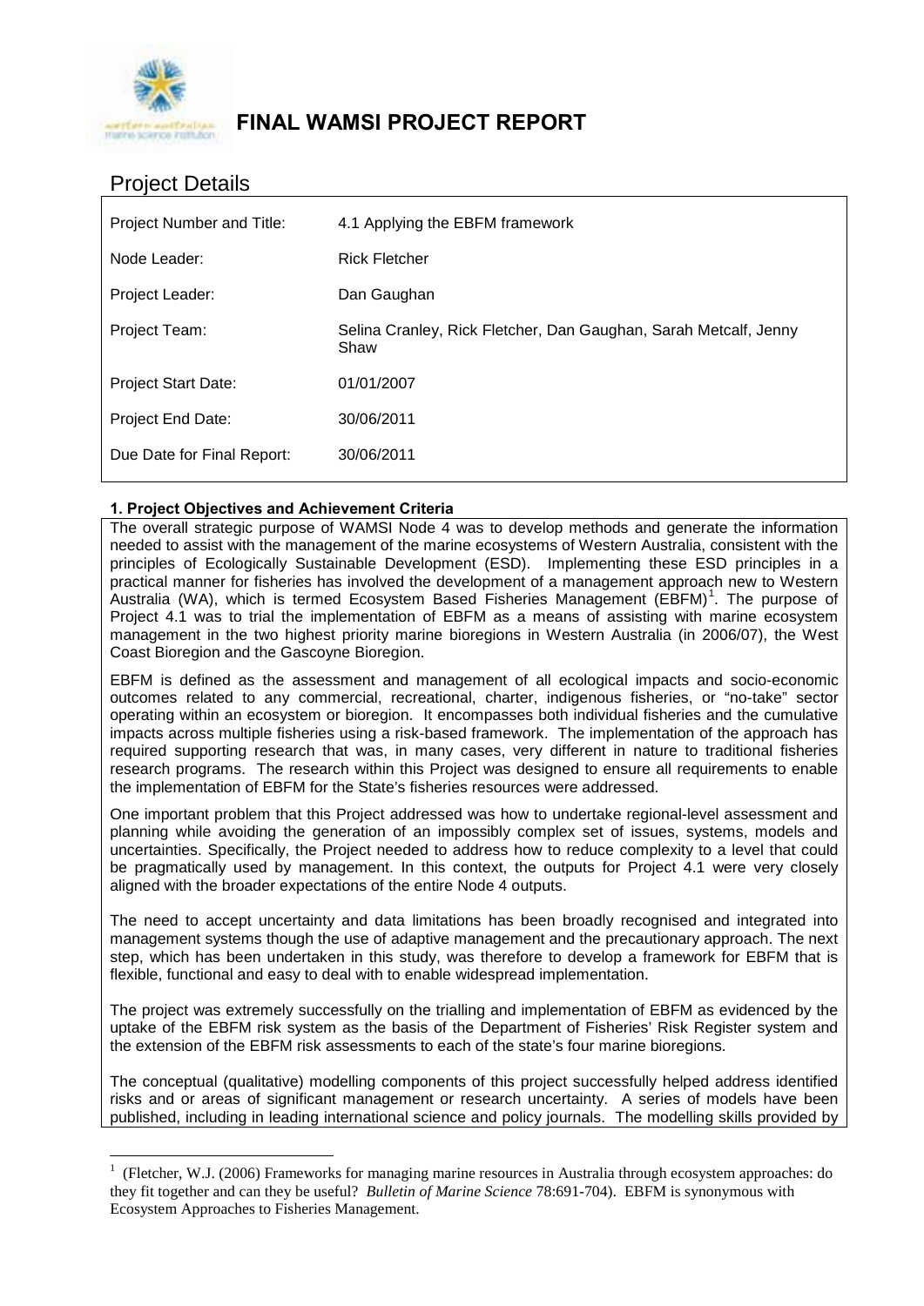# FINAL WAMSI PROJECT REPORT

## Project Details

| Project Number and Title: | 4.1 Applying the EBFM framework |
|---|---|
| Node Leader: | Rick Fletcher |
| Project Leader: | Dan Gaughan |
| Project Team: | Selina Cranley, Rick Fletcher, Dan Gaughan, Sarah Metcalf, Jenny Shaw |
| Project Start Date: | 01/01/2007 |
| Project End Date: | 30/06/2011 |
| Due Date for Final Report: | 30/06/2011 |

### 1. Project Objectives and Achievement Criteria

The overall strategic purpose of WAMSI Node 4 was to develop methods and generate the information needed to assist with the management of the marine ecosystems of Western Australia, consistent with the principles of Ecologically Sustainable Development (ESD). Implementing these ESD principles in a practical manner for fisheries has involved the development of a management approach new to Western Australia (WA), which is termed Ecosystem Based Fisheries Management (EBFM)[1]. The purpose of Project 4.1 was to trial the implementation of EBFM as a means of assisting with marine ecosystem management in the two highest priority marine bioregions in Western Australia (in 2006/07), the West Coast Bioregion and the Gascoyne Bioregion.

EBFM is defined as the assessment and management of all ecological impacts and socio-economic outcomes related to any commercial, recreational, charter, indigenous fisheries, or "no-take" sector operating within an ecosystem or bioregion. It encompasses both individual fisheries and the cumulative impacts across multiple fisheries using a risk-based framework. The implementation of the approach has required supporting research that was, in many cases, very different in nature to traditional fisheries research programs. The research within this Project was designed to ensure all requirements to enable the implementation of EBFM for the State's fisheries resources were addressed.

One important problem that this Project addressed was how to undertake regional-level assessment and planning while avoiding the generation of an impossibly complex set of issues, systems, models and uncertainties. Specifically, the Project needed to address how to reduce complexity to a level that could be pragmatically used by management. In this context, the outputs for Project 4.1 were very closely aligned with the broader expectations of the entire Node 4 outputs.

The need to accept uncertainty and data limitations has been broadly recognised and integrated into management systems though the use of adaptive management and the precautionary approach. The next step, which has been undertaken in this study, was therefore to develop a framework for EBFM that is flexible, functional and easy to deal with to enable widespread implementation.

The project was extremely successfully on the trialling and implementation of EBFM as evidenced by the uptake of the EBFM risk system as the basis of the Department of Fisheries' Risk Register system and the extension of the EBFM risk assessments to each of the state's four marine bioregions.

The conceptual (qualitative) modelling components of this project successfully helped address identified risks and or areas of significant management or research uncertainty. A series of models have been published, including in leading international science and policy journals. The modelling skills provided by

---

[1] (Fletcher, W.J. (2006) Frameworks for managing marine resources in Australia through ecosystem approaches: do they fit together and can they be useful? *Bulletin of Marine Science* 78:691-704). EBFM is synonymous with Ecosystem Approaches to Fisheries Management.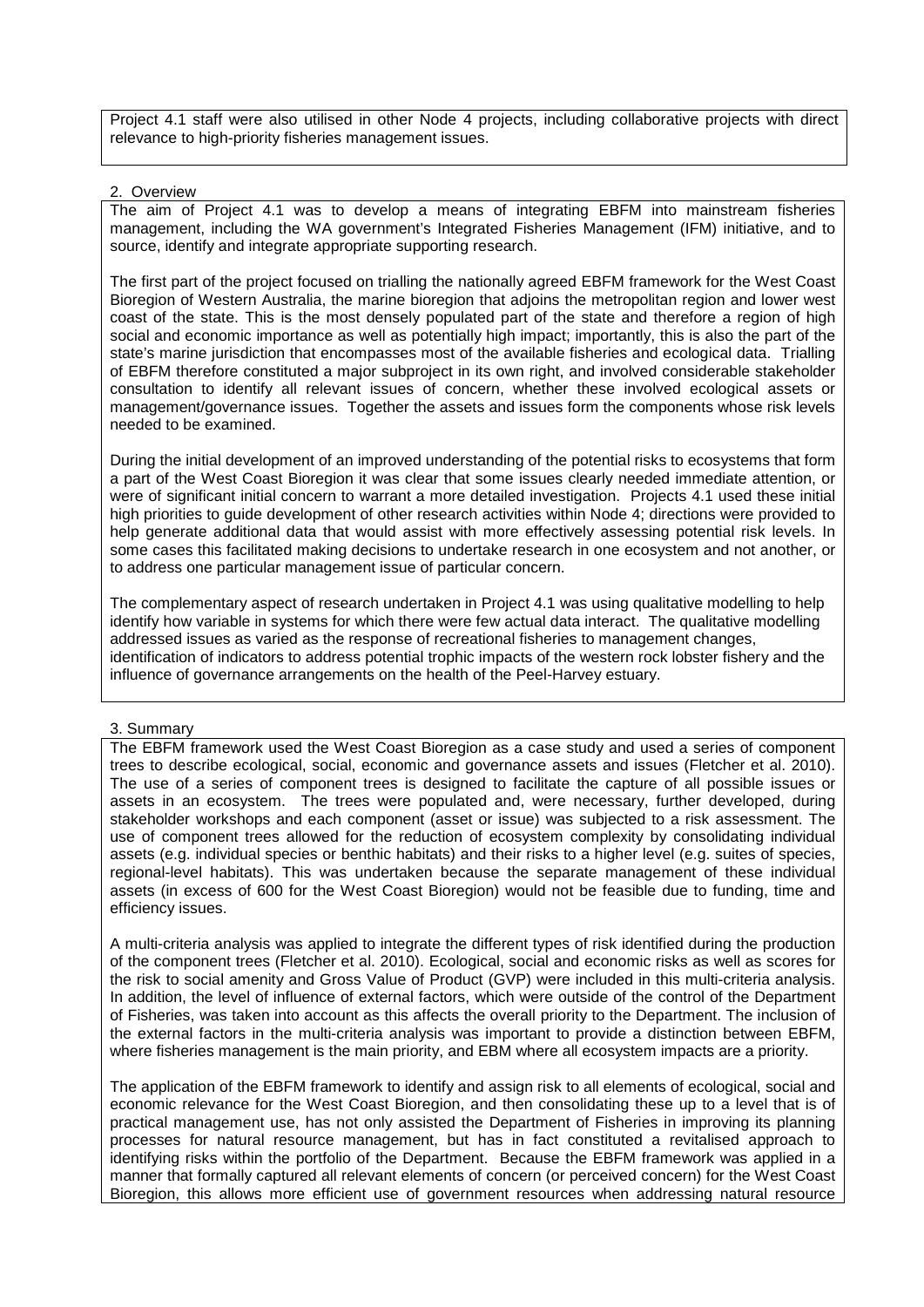Project 4.1 staff were also utilised in other Node 4 projects, including collaborative projects with direct relevance to high-priority fisheries management issues.

## 2. Overview

The aim of Project 4.1 was to develop a means of integrating EBFM into mainstream fisheries management, including the WA government's Integrated Fisheries Management (IFM) initiative, and to source, identify and integrate appropriate supporting research.

The first part of the project focused on trialling the nationally agreed EBFM framework for the West Coast Bioregion of Western Australia, the marine bioregion that adjoins the metropolitan region and lower west coast of the state. This is the most densely populated part of the state and therefore a region of high social and economic importance as well as potentially high impact; importantly, this is also the part of the state's marine jurisdiction that encompasses most of the available fisheries and ecological data. Trialling of EBFM therefore constituted a major subproject in its own right, and involved considerable stakeholder consultation to identify all relevant issues of concern, whether these involved ecological assets or management/governance issues. Together the assets and issues form the components whose risk levels needed to be examined.

During the initial development of an improved understanding of the potential risks to ecosystems that form a part of the West Coast Bioregion it was clear that some issues clearly needed immediate attention, or were of significant initial concern to warrant a more detailed investigation. Projects 4.1 used these initial high priorities to guide development of other research activities within Node 4; directions were provided to help generate additional data that would assist with more effectively assessing potential risk levels. In some cases this facilitated making decisions to undertake research in one ecosystem and not another, or to address one particular management issue of particular concern.

The complementary aspect of research undertaken in Project 4.1 was using qualitative modelling to help identify how variable in systems for which there were few actual data interact. The qualitative modelling addressed issues as varied as the response of recreational fisheries to management changes, identification of indicators to address potential trophic impacts of the western rock lobster fishery and the influence of governance arrangements on the health of the Peel-Harvey estuary.

## 3. Summary

The EBFM framework used the West Coast Bioregion as a case study and used a series of component trees to describe ecological, social, economic and governance assets and issues (Fletcher et al. 2010). The use of a series of component trees is designed to facilitate the capture of all possible issues or assets in an ecosystem. The trees were populated and, were necessary, further developed, during stakeholder workshops and each component (asset or issue) was subjected to a risk assessment. The use of component trees allowed for the reduction of ecosystem complexity by consolidating individual assets (e.g. individual species or benthic habitats) and their risks to a higher level (e.g. suites of species, regional-level habitats). This was undertaken because the separate management of these individual assets (in excess of 600 for the West Coast Bioregion) would not be feasible due to funding, time and efficiency issues.

A multi-criteria analysis was applied to integrate the different types of risk identified during the production of the component trees (Fletcher et al. 2010). Ecological, social and economic risks as well as scores for the risk to social amenity and Gross Value of Product (GVP) were included in this multi-criteria analysis. In addition, the level of influence of external factors, which were outside of the control of the Department of Fisheries, was taken into account as this affects the overall priority to the Department. The inclusion of the external factors in the multi-criteria analysis was important to provide a distinction between EBFM, where fisheries management is the main priority, and EBM where all ecosystem impacts are a priority.

The application of the EBFM framework to identify and assign risk to all elements of ecological, social and economic relevance for the West Coast Bioregion, and then consolidating these up to a level that is of practical management use, has not only assisted the Department of Fisheries in improving its planning processes for natural resource management, but has in fact constituted a revitalised approach to identifying risks within the portfolio of the Department. Because the EBFM framework was applied in a manner that formally captured all relevant elements of concern (or perceived concern) for the West Coast Bioregion, this allows more efficient use of government resources when addressing natural resource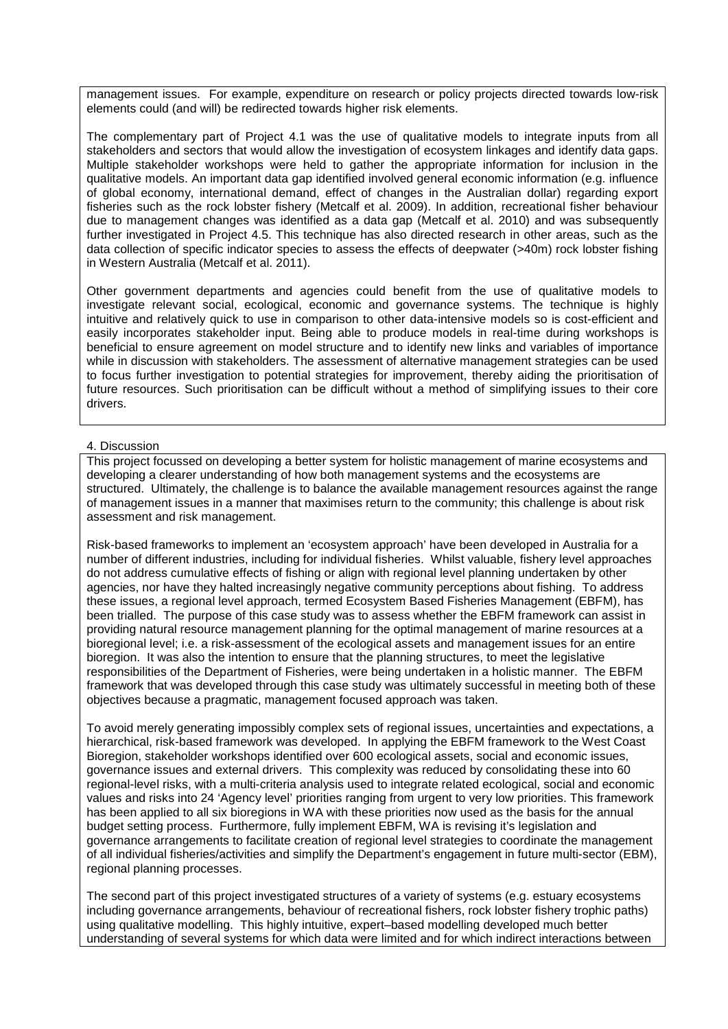management issues. For example, expenditure on research or policy projects directed towards low-risk elements could (and will) be redirected towards higher risk elements.

The complementary part of Project 4.1 was the use of qualitative models to integrate inputs from all stakeholders and sectors that would allow the investigation of ecosystem linkages and identify data gaps. Multiple stakeholder workshops were held to gather the appropriate information for inclusion in the qualitative models. An important data gap identified involved general economic information (e.g. influence of global economy, international demand, effect of changes in the Australian dollar) regarding export fisheries such as the rock lobster fishery (Metcalf et al. 2009). In addition, recreational fisher behaviour due to management changes was identified as a data gap (Metcalf et al. 2010) and was subsequently further investigated in Project 4.5. This technique has also directed research in other areas, such as the data collection of specific indicator species to assess the effects of deepwater (>40m) rock lobster fishing in Western Australia (Metcalf et al. 2011).

Other government departments and agencies could benefit from the use of qualitative models to investigate relevant social, ecological, economic and governance systems. The technique is highly intuitive and relatively quick to use in comparison to other data-intensive models so is cost-efficient and easily incorporates stakeholder input. Being able to produce models in real-time during workshops is beneficial to ensure agreement on model structure and to identify new links and variables of importance while in discussion with stakeholders. The assessment of alternative management strategies can be used to focus further investigation to potential strategies for improvement, thereby aiding the prioritisation of future resources. Such prioritisation can be difficult without a method of simplifying issues to their core drivers.

## 4. Discussion

This project focussed on developing a better system for holistic management of marine ecosystems and developing a clearer understanding of how both management systems and the ecosystems are structured. Ultimately, the challenge is to balance the available management resources against the range of management issues in a manner that maximises return to the community; this challenge is about risk assessment and risk management.

Risk-based frameworks to implement an 'ecosystem approach' have been developed in Australia for a number of different industries, including for individual fisheries. Whilst valuable, fishery level approaches do not address cumulative effects of fishing or align with regional level planning undertaken by other agencies, nor have they halted increasingly negative community perceptions about fishing. To address these issues, a regional level approach, termed Ecosystem Based Fisheries Management (EBFM), has been trialled. The purpose of this case study was to assess whether the EBFM framework can assist in providing natural resource management planning for the optimal management of marine resources at a bioregional level; i.e. a risk-assessment of the ecological assets and management issues for an entire bioregion. It was also the intention to ensure that the planning structures, to meet the legislative responsibilities of the Department of Fisheries, were being undertaken in a holistic manner. The EBFM framework that was developed through this case study was ultimately successful in meeting both of these objectives because a pragmatic, management focused approach was taken.

To avoid merely generating impossibly complex sets of regional issues, uncertainties and expectations, a hierarchical, risk-based framework was developed. In applying the EBFM framework to the West Coast Bioregion, stakeholder workshops identified over 600 ecological assets, social and economic issues, governance issues and external drivers. This complexity was reduced by consolidating these into 60 regional-level risks, with a multi-criteria analysis used to integrate related ecological, social and economic values and risks into 24 'Agency level' priorities ranging from urgent to very low priorities. This framework has been applied to all six bioregions in WA with these priorities now used as the basis for the annual budget setting process. Furthermore, fully implement EBFM, WA is revising it's legislation and governance arrangements to facilitate creation of regional level strategies to coordinate the management of all individual fisheries/activities and simplify the Department's engagement in future multi-sector (EBM), regional planning processes.

The second part of this project investigated structures of a variety of systems (e.g. estuary ecosystems including governance arrangements, behaviour of recreational fishers, rock lobster fishery trophic paths) using qualitative modelling. This highly intuitive, expert–based modelling developed much better understanding of several systems for which data were limited and for which indirect interactions between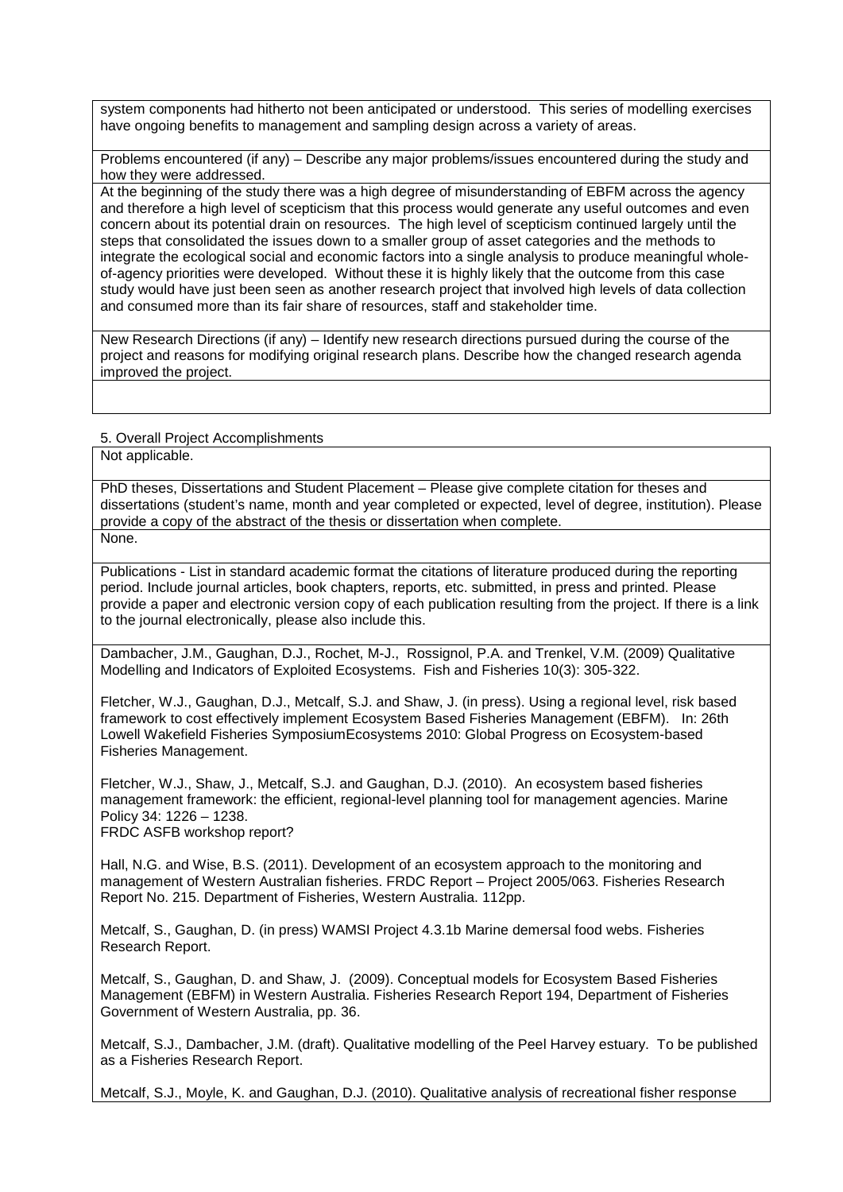system components had hitherto not been anticipated or understood. This series of modelling exercises have ongoing benefits to management and sampling design across a variety of areas.

Problems encountered (if any) – Describe any major problems/issues encountered during the study and how they were addressed.

At the beginning of the study there was a high degree of misunderstanding of EBFM across the agency and therefore a high level of scepticism that this process would generate any useful outcomes and even concern about its potential drain on resources. The high level of scepticism continued largely until the steps that consolidated the issues down to a smaller group of asset categories and the methods to integrate the ecological social and economic factors into a single analysis to produce meaningful whole-of-agency priorities were developed. Without these it is highly likely that the outcome from this case study would have just been seen as another research project that involved high levels of data collection and consumed more than its fair share of resources, staff and stakeholder time.

New Research Directions (if any) – Identify new research directions pursued during the course of the project and reasons for modifying original research plans. Describe how the changed research agenda improved the project.

5. Overall Project Accomplishments

Not applicable.

PhD theses, Dissertations and Student Placement – Please give complete citation for theses and dissertations (student's name, month and year completed or expected, level of degree, institution). Please provide a copy of the abstract of the thesis or dissertation when complete.

None.

Publications - List in standard academic format the citations of literature produced during the reporting period. Include journal articles, book chapters, reports, etc. submitted, in press and printed. Please provide a paper and electronic version copy of each publication resulting from the project. If there is a link to the journal electronically, please also include this.

Dambacher, J.M., Gaughan, D.J., Rochet, M-J., Rossignol, P.A. and Trenkel, V.M. (2009) Qualitative Modelling and Indicators of Exploited Ecosystems. Fish and Fisheries 10(3): 305-322.

Fletcher, W.J., Gaughan, D.J., Metcalf, S.J. and Shaw, J. (in press). Using a regional level, risk based framework to cost effectively implement Ecosystem Based Fisheries Management (EBFM). In: 26th Lowell Wakefield Fisheries SymposiumEcosystems 2010: Global Progress on Ecosystem-based Fisheries Management.

Fletcher, W.J., Shaw, J., Metcalf, S.J. and Gaughan, D.J. (2010). An ecosystem based fisheries management framework: the efficient, regional-level planning tool for management agencies. Marine Policy 34: 1226 – 1238.
FRDC ASFB workshop report?

Hall, N.G. and Wise, B.S. (2011). Development of an ecosystem approach to the monitoring and management of Western Australian fisheries. FRDC Report – Project 2005/063. Fisheries Research Report No. 215. Department of Fisheries, Western Australia. 112pp.

Metcalf, S., Gaughan, D. (in press) WAMSI Project 4.3.1b Marine demersal food webs. Fisheries Research Report.

Metcalf, S., Gaughan, D. and Shaw, J. (2009). Conceptual models for Ecosystem Based Fisheries Management (EBFM) in Western Australia. Fisheries Research Report 194, Department of Fisheries Government of Western Australia, pp. 36.

Metcalf, S.J., Dambacher, J.M. (draft). Qualitative modelling of the Peel Harvey estuary. To be published as a Fisheries Research Report.

Metcalf, S.J., Moyle, K. and Gaughan, D.J. (2010). Qualitative analysis of recreational fisher response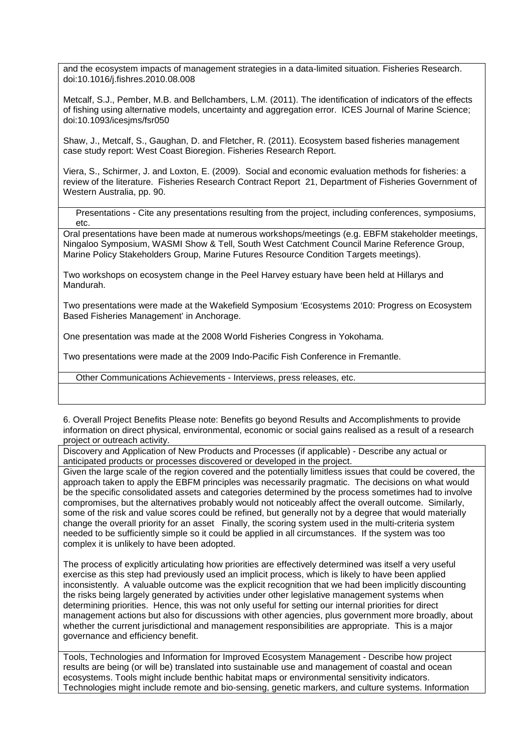and the ecosystem impacts of management strategies in a data-limited situation. Fisheries Research. doi:10.1016/j.fishres.2010.08.008

Metcalf, S.J., Pember, M.B. and Bellchambers, L.M. (2011). The identification of indicators of the effects of fishing using alternative models, uncertainty and aggregation error. ICES Journal of Marine Science; doi:10.1093/icesjms/fsr050

Shaw, J., Metcalf, S., Gaughan, D. and Fletcher, R. (2011). Ecosystem based fisheries management case study report: West Coast Bioregion. Fisheries Research Report.

Viera, S., Schirmer, J. and Loxton, E. (2009). Social and economic evaluation methods for fisheries: a review of the literature. Fisheries Research Contract Report 21, Department of Fisheries Government of Western Australia, pp. 90.

Presentations - Cite any presentations resulting from the project, including conferences, symposiums, etc.

Oral presentations have been made at numerous workshops/meetings (e.g. EBFM stakeholder meetings, Ningaloo Symposium, WASMI Show & Tell, South West Catchment Council Marine Reference Group, Marine Policy Stakeholders Group, Marine Futures Resource Condition Targets meetings).

Two workshops on ecosystem change in the Peel Harvey estuary have been held at Hillarys and Mandurah.

Two presentations were made at the Wakefield Symposium 'Ecosystems 2010: Progress on Ecosystem Based Fisheries Management' in Anchorage.

One presentation was made at the 2008 World Fisheries Congress in Yokohama.

Two presentations were made at the 2009 Indo-Pacific Fish Conference in Fremantle.

Other Communications Achievements - Interviews, press releases, etc.

6. Overall Project Benefits Please note: Benefits go beyond Results and Accomplishments to provide information on direct physical, environmental, economic or social gains realised as a result of a research project or outreach activity.

Discovery and Application of New Products and Processes (if applicable) - Describe any actual or anticipated products or processes discovered or developed in the project.

Given the large scale of the region covered and the potentially limitless issues that could be covered, the approach taken to apply the EBFM principles was necessarily pragmatic. The decisions on what would be the specific consolidated assets and categories determined by the process sometimes had to involve compromises, but the alternatives probably would not noticeably affect the overall outcome. Similarly, some of the risk and value scores could be refined, but generally not by a degree that would materially change the overall priority for an asset Finally, the scoring system used in the multi-criteria system needed to be sufficiently simple so it could be applied in all circumstances. If the system was too complex it is unlikely to have been adopted.

The process of explicitly articulating how priorities are effectively determined was itself a very useful exercise as this step had previously used an implicit process, which is likely to have been applied inconsistently. A valuable outcome was the explicit recognition that we had been implicitly discounting the risks being largely generated by activities under other legislative management systems when determining priorities. Hence, this was not only useful for setting our internal priorities for direct management actions but also for discussions with other agencies, plus government more broadly, about whether the current jurisdictional and management responsibilities are appropriate. This is a major governance and efficiency benefit.

Tools, Technologies and Information for Improved Ecosystem Management - Describe how project results are being (or will be) translated into sustainable use and management of coastal and ocean ecosystems. Tools might include benthic habitat maps or environmental sensitivity indicators. Technologies might include remote and bio-sensing, genetic markers, and culture systems. Information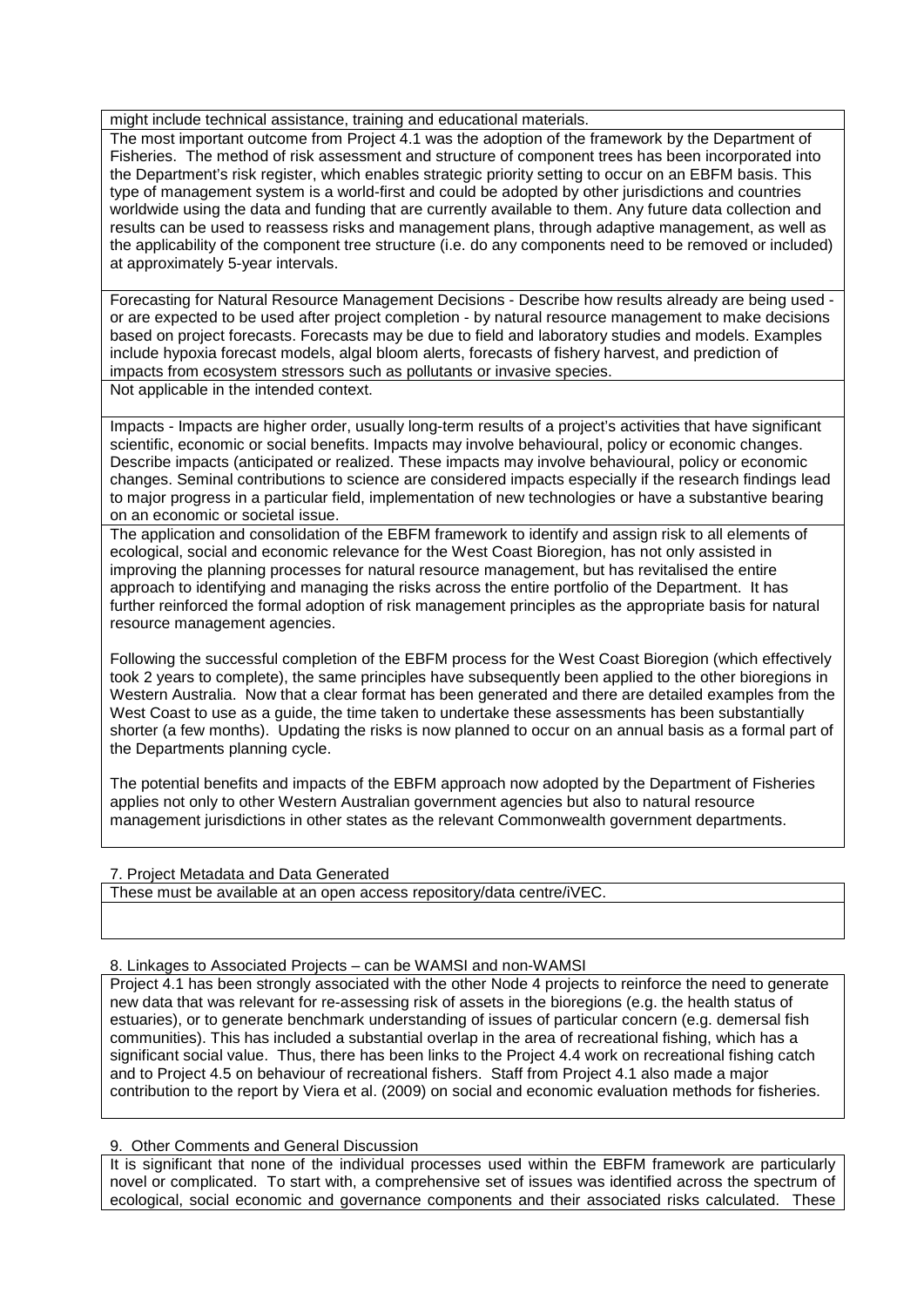might include technical assistance, training and educational materials.

The most important outcome from Project 4.1 was the adoption of the framework by the Department of Fisheries. The method of risk assessment and structure of component trees has been incorporated into the Department's risk register, which enables strategic priority setting to occur on an EBFM basis. This type of management system is a world-first and could be adopted by other jurisdictions and countries worldwide using the data and funding that are currently available to them. Any future data collection and results can be used to reassess risks and management plans, through adaptive management, as well as the applicability of the component tree structure (i.e. do any components need to be removed or included) at approximately 5-year intervals.

Forecasting for Natural Resource Management Decisions - Describe how results already are being used - or are expected to be used after project completion - by natural resource management to make decisions based on project forecasts. Forecasts may be due to field and laboratory studies and models. Examples include hypoxia forecast models, algal bloom alerts, forecasts of fishery harvest, and prediction of impacts from ecosystem stressors such as pollutants or invasive species.

Not applicable in the intended context.

Impacts - Impacts are higher order, usually long-term results of a project's activities that have significant scientific, economic or social benefits. Impacts may involve behavioural, policy or economic changes. Describe impacts (anticipated or realized. These impacts may involve behavioural, policy or economic changes. Seminal contributions to science are considered impacts especially if the research findings lead to major progress in a particular field, implementation of new technologies or have a substantive bearing on an economic or societal issue.

The application and consolidation of the EBFM framework to identify and assign risk to all elements of ecological, social and economic relevance for the West Coast Bioregion, has not only assisted in improving the planning processes for natural resource management, but has revitalised the entire approach to identifying and managing the risks across the entire portfolio of the Department. It has further reinforced the formal adoption of risk management principles as the appropriate basis for natural resource management agencies.

Following the successful completion of the EBFM process for the West Coast Bioregion (which effectively took 2 years to complete), the same principles have subsequently been applied to the other bioregions in Western Australia. Now that a clear format has been generated and there are detailed examples from the West Coast to use as a guide, the time taken to undertake these assessments has been substantially shorter (a few months). Updating the risks is now planned to occur on an annual basis as a formal part of the Departments planning cycle.

The potential benefits and impacts of the EBFM approach now adopted by the Department of Fisheries applies not only to other Western Australian government agencies but also to natural resource management jurisdictions in other states as the relevant Commonwealth government departments.

## 7. Project Metadata and Data Generated

These must be available at an open access repository/data centre/iVEC.

## 8. Linkages to Associated Projects – can be WAMSI and non-WAMSI

Project 4.1 has been strongly associated with the other Node 4 projects to reinforce the need to generate new data that was relevant for re-assessing risk of assets in the bioregions (e.g. the health status of estuaries), or to generate benchmark understanding of issues of particular concern (e.g. demersal fish communities). This has included a substantial overlap in the area of recreational fishing, which has a significant social value. Thus, there has been links to the Project 4.4 work on recreational fishing catch and to Project 4.5 on behaviour of recreational fishers. Staff from Project 4.1 also made a major contribution to the report by Viera et al. (2009) on social and economic evaluation methods for fisheries.

## 9. Other Comments and General Discussion

It is significant that none of the individual processes used within the EBFM framework are particularly novel or complicated. To start with, a comprehensive set of issues was identified across the spectrum of ecological, social economic and governance components and their associated risks calculated. These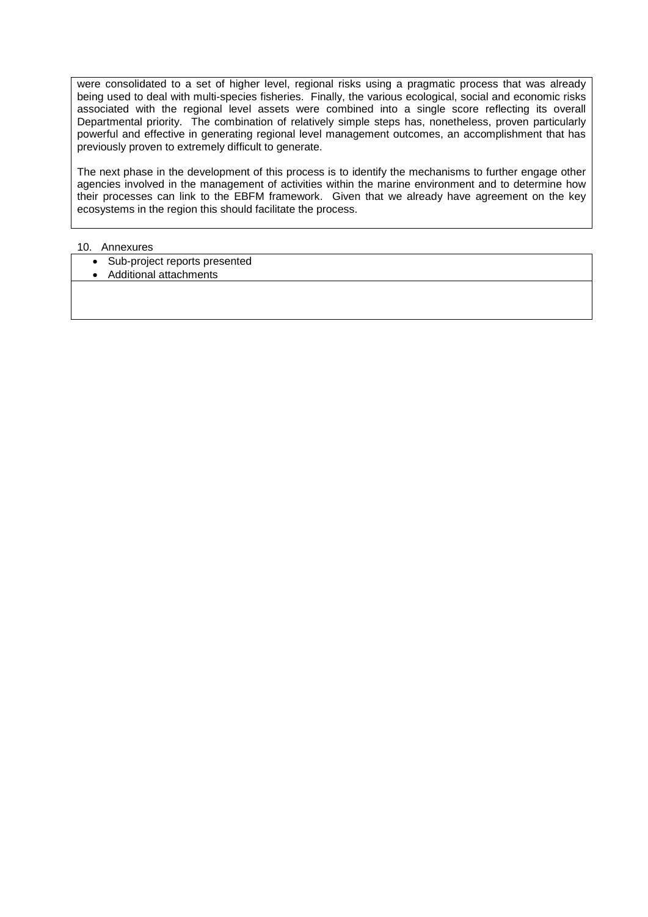were consolidated to a set of higher level, regional risks using a pragmatic process that was already being used to deal with multi-species fisheries. Finally, the various ecological, social and economic risks associated with the regional level assets were combined into a single score reflecting its overall Departmental priority. The combination of relatively simple steps has, nonetheless, proven particularly powerful and effective in generating regional level management outcomes, an accomplishment that has previously proven to extremely difficult to generate.

The next phase in the development of this process is to identify the mechanisms to further engage other agencies involved in the management of activities within the marine environment and to determine how their processes can link to the EBFM framework. Given that we already have agreement on the key ecosystems in the region this should facilitate the process.

10. Annexures

- Sub-project reports presented
- Additional attachments